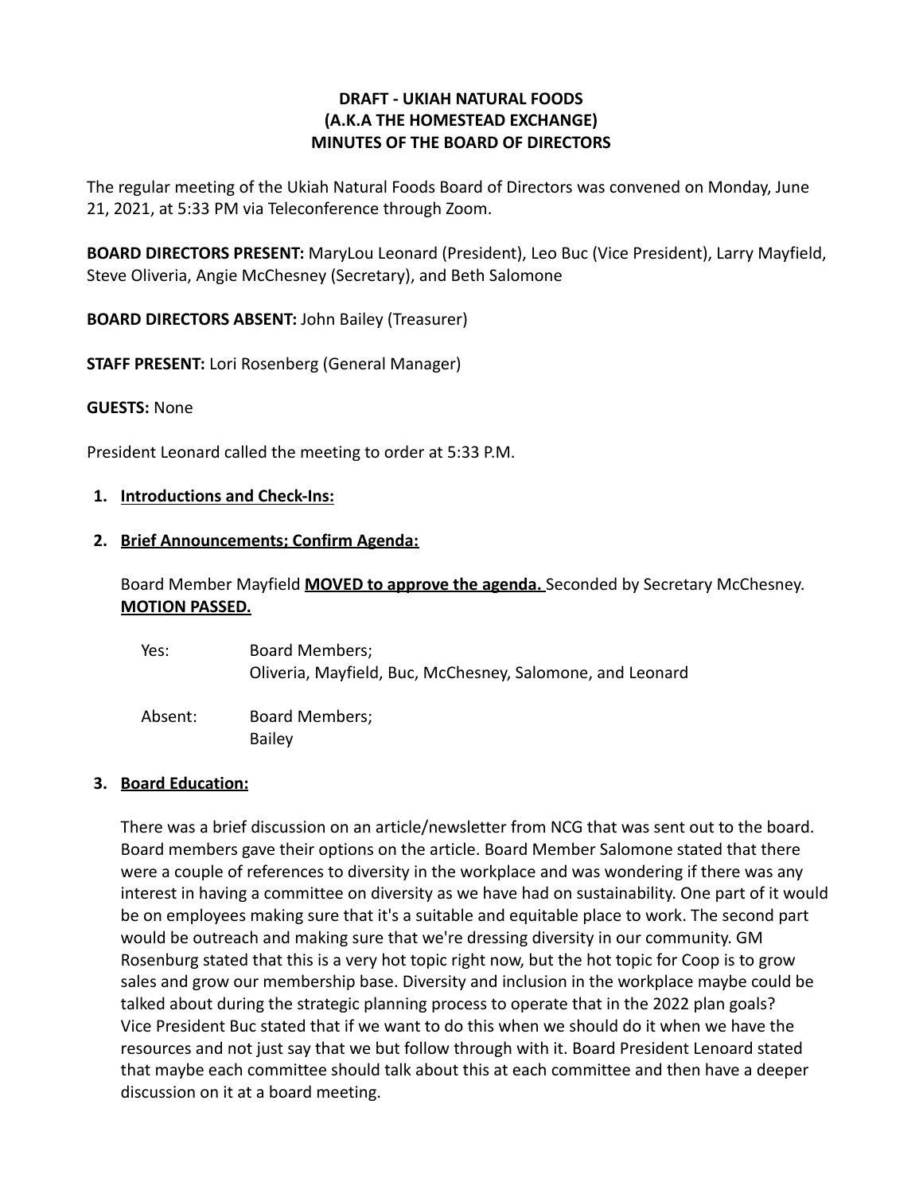**DRAFT - UKIAH NATURAL FOODS**
**(A.K.A THE HOMESTEAD EXCHANGE)**
**MINUTES OF THE BOARD OF DIRECTORS**

The regular meeting of the Ukiah Natural Foods Board of Directors was convened on Monday, June 21, 2021, at 5:33 PM via Teleconference through Zoom.

**BOARD DIRECTORS PRESENT:** MaryLou Leonard (President), Leo Buc (Vice President), Larry Mayfield, Steve Oliveria, Angie McChesney (Secretary), and Beth Salomone

**BOARD DIRECTORS ABSENT:** John Bailey (Treasurer)

**STAFF PRESENT:** Lori Rosenberg (General Manager)

**GUESTS:** None

President Leonard called the meeting to order at 5:33 P.M.

1. **Introductions and Check-Ins:**

2. **Brief Announcements; Confirm Agenda:**

   Board Member Mayfield **MOVED to approve the agenda.** Seconded by Secretary McChesney. **MOTION PASSED.**

   | | |
   |---|---|
   | Yes: | Board Members; Oliveria, Mayfield, Buc, McChesney, Salomone, and Leonard |
   | Absent: | Board Members; Bailey |

3. **Board Education:**

   There was a brief discussion on an article/newsletter from NCG that was sent out to the board. Board members gave their options on the article. Board Member Salomone stated that there were a couple of references to diversity in the workplace and was wondering if there was any interest in having a committee on diversity as we have had on sustainability. One part of it would be on employees making sure that it's a suitable and equitable place to work. The second part would be outreach and making sure that we're dressing diversity in our community. GM Rosenburg stated that this is a very hot topic right now, but the hot topic for Coop is to grow sales and grow our membership base. Diversity and inclusion in the workplace maybe could be talked about during the strategic planning process to operate that in the 2022 plan goals? Vice President Buc stated that if we want to do this when we should do it when we have the resources and not just say that we but follow through with it. Board President Lenoard stated that maybe each committee should talk about this at each committee and then have a deeper discussion on it at a board meeting.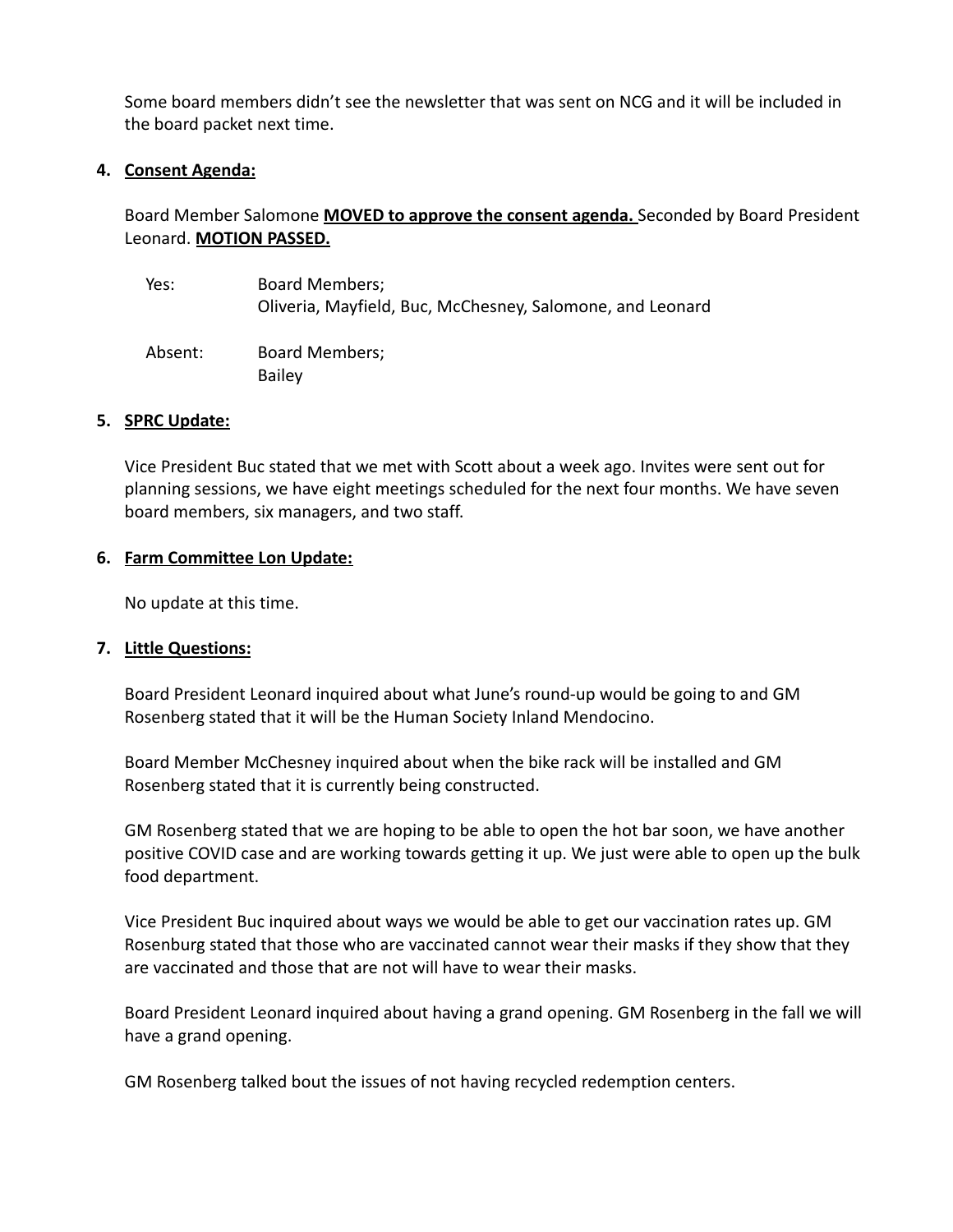Some board members didn't see the newsletter that was sent on NCG and it will be included in the board packet next time.

4. **<u>Consent Agenda:</u>**

Board Member Salomone **<u>MOVED to approve the consent agenda.</u>** Seconded by Board President Leonard. **<u>MOTION PASSED.</u>**

| | |
|---|---|
| Yes: | Board Members;<br>Oliveria, Mayfield, Buc, McChesney, Salomone, and Leonard |
| Absent: | Board Members;<br>Bailey |

5. **<u>SPRC Update:</u>**

Vice President Buc stated that we met with Scott about a week ago. Invites were sent out for planning sessions, we have eight meetings scheduled for the next four months. We have seven board members, six managers, and two staff.

6. **<u>Farm Committee Lon Update:</u>**

No update at this time.

7. **<u>Little Questions:</u>**

Board President Leonard inquired about what June's round-up would be going to and GM Rosenberg stated that it will be the Human Society Inland Mendocino.

Board Member McChesney inquired about when the bike rack will be installed and GM Rosenberg stated that it is currently being constructed.

GM Rosenberg stated that we are hoping to be able to open the hot bar soon, we have another positive COVID case and are working towards getting it up. We just were able to open up the bulk food department.

Vice President Buc inquired about ways we would be able to get our vaccination rates up. GM Rosenburg stated that those who are vaccinated cannot wear their masks if they show that they are vaccinated and those that are not will have to wear their masks.

Board President Leonard inquired about having a grand opening. GM Rosenberg in the fall we will have a grand opening.

GM Rosenberg talked bout the issues of not having recycled redemption centers.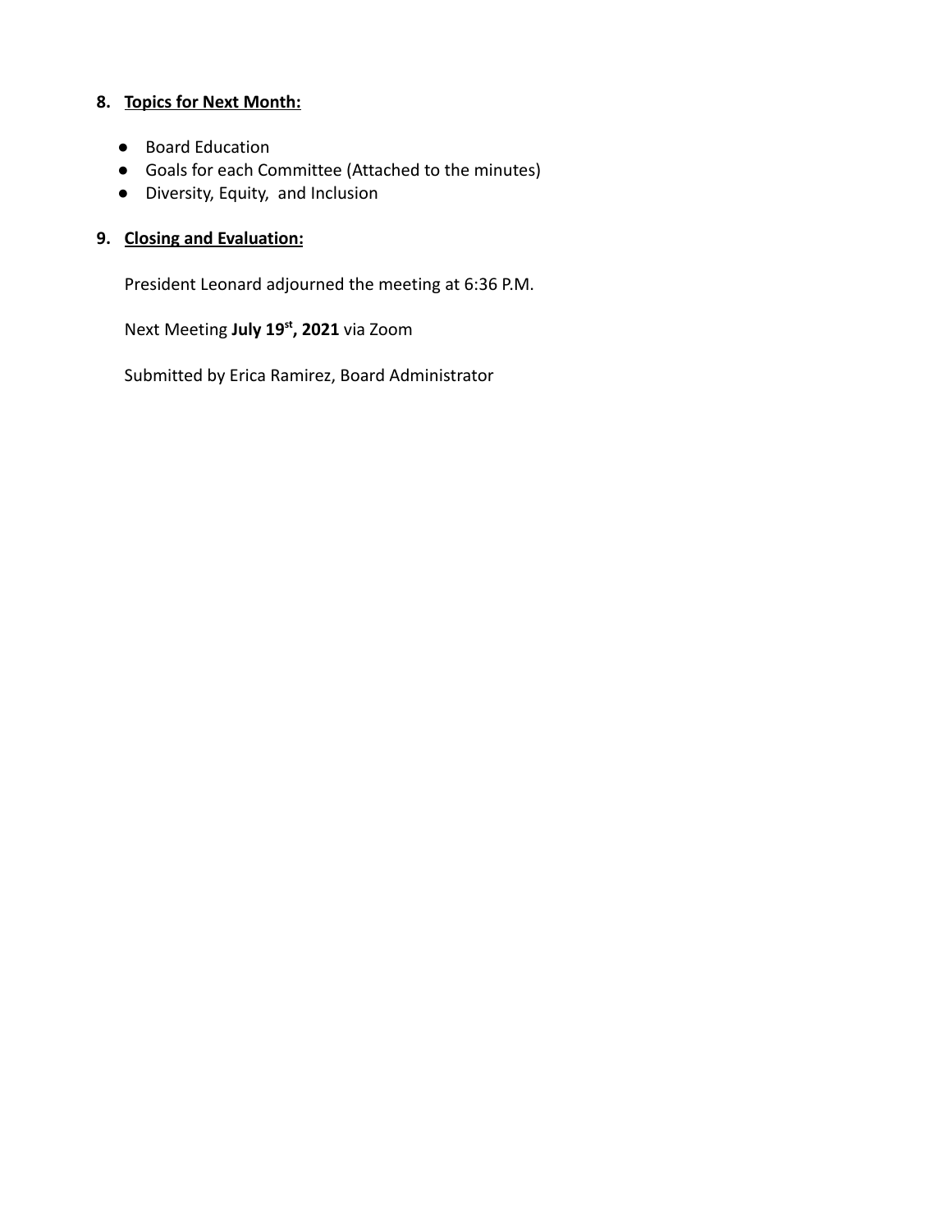8. **Topics for Next Month:**

- Board Education
- Goals for each Committee (Attached to the minutes)
- Diversity, Equity, and Inclusion

9. **Closing and Evaluation:**

President Leonard adjourned the meeting at 6:36 P.M.

Next Meeting **July 19st, 2021** via Zoom

Submitted by Erica Ramirez, Board Administrator